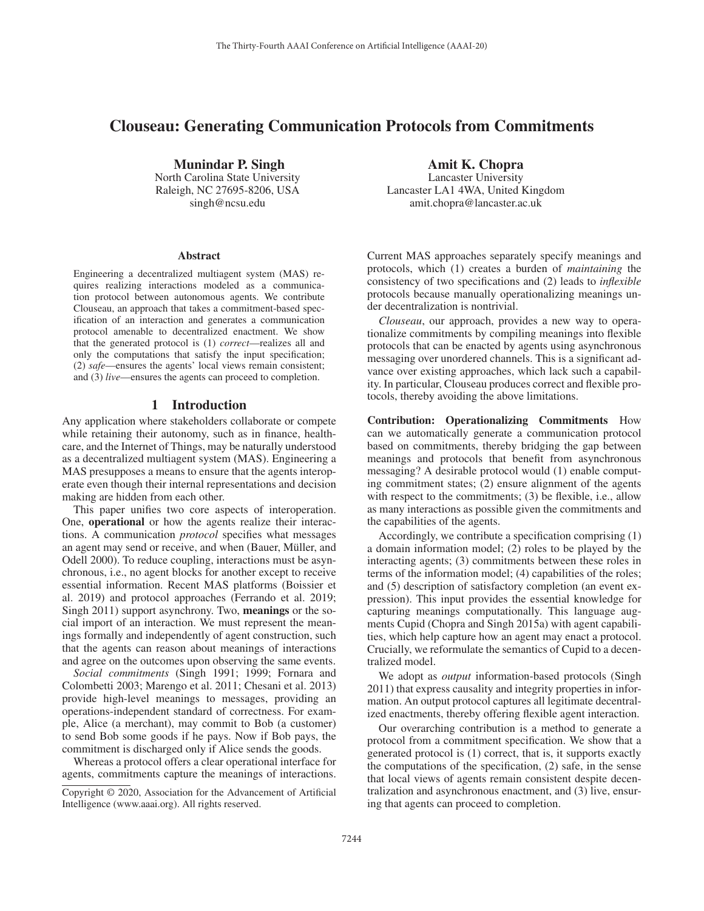# Clouseau: Generating Communication Protocols from Commitments

**Munindar P. Singh**
North Carolina State University
Raleigh, NC 27695-8206, USA
singh@ncsu.edu

**Amit K. Chopra**
Lancaster University
Lancaster LA1 4WA, United Kingdom
amit.chopra@lancaster.ac.uk

### Abstract

Engineering a decentralized multiagent system (MAS) requires realizing interactions modeled as a communication protocol between autonomous agents. We contribute Clouseau, an approach that takes a commitment-based specification of an interaction and generates a communication protocol amenable to decentralized enactment. We show that the generated protocol is (1) *correct*—realizes all and only the computations that satisfy the input specification; (2) *safe*—ensures the agents' local views remain consistent; and (3) *live*—ensures the agents can proceed to completion.

## 1 Introduction

Any application where stakeholders collaborate or compete while retaining their autonomy, such as in finance, healthcare, and the Internet of Things, may be naturally understood as a decentralized multiagent system (MAS). Engineering a MAS presupposes a means to ensure that the agents interoperate even though their internal representations and decision making are hidden from each other.

This paper unifies two core aspects of interoperation. One, **operational** or how the agents realize their interactions. A communication *protocol* specifies what messages an agent may send or receive, and when (Bauer, Müller, and Odell 2000). To reduce coupling, interactions must be asynchronous, i.e., no agent blocks for another except to receive essential information. Recent MAS platforms (Boissier et al. 2019) and protocol approaches (Ferrando et al. 2019; Singh 2011) support asynchrony. Two, **meanings** or the social import of an interaction. We must represent the meanings formally and independently of agent construction, such that the agents can reason about meanings of interactions and agree on the outcomes upon observing the same events.

*Social commitments* (Singh 1991; 1999; Fornara and Colombetti 2003; Marengo et al. 2011; Chesani et al. 2013) provide high-level meanings to messages, providing an operations-independent standard of correctness. For example, Alice (a merchant), may commit to Bob (a customer) to send Bob some goods if he pays. Now if Bob pays, the commitment is discharged only if Alice sends the goods.

Whereas a protocol offers a clear operational interface for agents, commitments capture the meanings of interactions. Current MAS approaches separately specify meanings and protocols, which (1) creates a burden of *maintaining* the consistency of two specifications and (2) leads to *inflexible* protocols because manually operationalizing meanings under decentralization is nontrivial.

*Clouseau*, our approach, provides a new way to operationalize commitments by compiling meanings into flexible protocols that can be enacted by agents using asynchronous messaging over unordered channels. This is a significant advance over existing approaches, which lack such a capability. In particular, Clouseau produces correct and flexible protocols, thereby avoiding the above limitations.

**Contribution: Operationalizing Commitments** How can we automatically generate a communication protocol based on commitments, thereby bridging the gap between meanings and protocols that benefit from asynchronous messaging? A desirable protocol would (1) enable computing commitment states; (2) ensure alignment of the agents with respect to the commitments; (3) be flexible, i.e., allow as many interactions as possible given the commitments and the capabilities of the agents.

Accordingly, we contribute a specification comprising (1) a domain information model; (2) roles to be played by the interacting agents; (3) commitments between these roles in terms of the information model; (4) capabilities of the roles; and (5) description of satisfactory completion (an event expression). This input provides the essential knowledge for capturing meanings computationally. This language augments Cupid (Chopra and Singh 2015a) with agent capabilities, which help capture how an agent may enact a protocol. Crucially, we reformulate the semantics of Cupid to a decentralized model.

We adopt as *output* information-based protocols (Singh 2011) that express causality and integrity properties in information. An output protocol captures all legitimate decentralized enactments, thereby offering flexible agent interaction.

Our overarching contribution is a method to generate a protocol from a commitment specification. We show that a generated protocol is (1) correct, that is, it supports exactly the computations of the specification, (2) safe, in the sense that local views of agents remain consistent despite decentralization and asynchronous enactment, and (3) live, ensuring that agents can proceed to completion.

Copyright © 2020, Association for the Advancement of Artificial Intelligence (www.aaai.org). All rights reserved.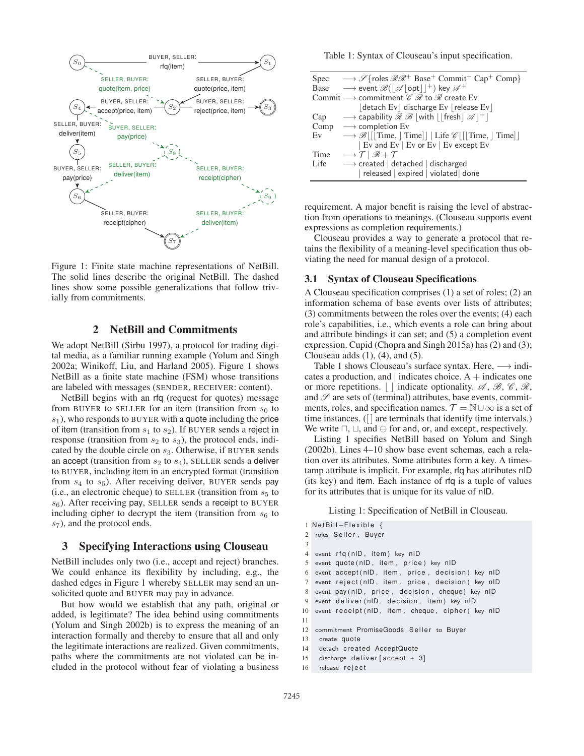Figure 1: Finite state machine representations of NetBill. The solid lines describe the original NetBill. The dashed lines show some possible generalizations that follow trivially from commitments.

## 2 NetBill and Commitments

We adopt NetBill (Sirbu 1997), a protocol for trading digital media, as a familiar running example (Yolum and Singh 2002a; Winikoff, Liu, and Harland 2005). Figure 1 shows NetBill as a finite state machine (FSM) whose transitions are labeled with messages (SENDER, RECEIVER: content).

NetBill begins with an rfq (request for quotes) message from BUYER to SELLER for an item (transition from $s_0$ to $s_1$), who responds to BUYER with a quote including the price of item (transition from $s_1$ to $s_2$). If BUYER sends a reject in response (transition from $s_2$ to $s_3$), the protocol ends, indicated by the double circle on $s_3$. Otherwise, if BUYER sends an accept (transition from $s_2$ to $s_4$), SELLER sends a deliver to BUYER, including item in an encrypted format (transition from $s_4$ to $s_5$). After receiving deliver, BUYER sends pay (i.e., an electronic cheque) to SELLER (transition from $s_5$ to $s_6$). After receiving pay, SELLER sends a receipt to BUYER including cipher to decrypt the item (transition from $s_6$ to $s_7$), and the protocol ends.

## 3 Specifying Interactions using Clouseau

NetBill includes only two (i.e., accept and reject) branches. We could enhance its flexibility by including, e.g., the dashed edges in Figure 1 whereby SELLER may send an unsolicited quote and BUYER may pay in advance.

But how would we establish that any path, original or added, is legitimate? The idea behind using commitments (Yolum and Singh 2002b) is to express the meaning of an interaction formally and thereby to ensure that all and only the legitimate interactions are realized. Given commitments, paths where the commitments are not violated can be included in the protocol without fear of violating a business requirement. A major benefit is raising the level of abstraction from operations to meanings. (Clouseau supports event expressions as completion requirements.)

Clouseau provides a way to generate a protocol that retains the flexibility of a meaning-level specification thus obviating the need for manual design of a protocol.

Table 1: Syntax of Clouseau's input specification.

| | | |
|---|---|---|
| Spec | $\longrightarrow$ | $\mathscr{S}$ {roles $\mathscr{R}\mathscr{R}^+$ Base$^+$ Commit$^+$ Cap$^+$ Comp} |
| Base | $\longrightarrow$ | event $\mathscr{B}$($\lfloor\mathscr{A}\lfloor$opt$\rfloor\rfloor^+$) key $\mathscr{A}^+$ |
| Commit | $\longrightarrow$ | commitment $\mathscr{C}$ $\mathscr{R}$ to $\mathscr{R}$ create Ev $\lfloor$detach Ev$\rfloor$ discharge Ev $\lfloor$release Ev$\rfloor$ |
| Cap | $\longrightarrow$ | capability $\mathscr{R}$ $\mathscr{B}$ $\lfloor$with $\lfloor\lfloor$fresh$\rfloor$ $\mathscr{A}\rfloor^+\rfloor$ |
| Comp | $\longrightarrow$ | completion Ev |
| Ev | $\longrightarrow$ | $\mathscr{B}\lfloor[\lfloor$Time, $\rfloor$ Time$]\rfloor$ \| Life $\mathscr{C}\lfloor[\lfloor$Time, $\rfloor$ Time$]\rfloor$ \| Ev and Ev \| Ev or Ev \| Ev except Ev |
| Time | $\longrightarrow$ | $\mathcal{T}$ \| $\mathscr{B}+\mathcal{T}$ |
| Life | $\longrightarrow$ | created \| detached \| discharged \| released \| expired \| violated\| done |

### 3.1 Syntax of Clouseau Specifications

A Clouseau specification comprises (1) a set of roles; (2) an information schema of base events over lists of attributes; (3) commitments between the roles over the events; (4) each role's capabilities, i.e., which events a role can bring about and attribute bindings it can set; and (5) a completion event expression. Cupid (Chopra and Singh 2015a) has (2) and (3); Clouseau adds (1), (4), and (5).

Table 1 shows Clouseau's surface syntax. Here, $\longrightarrow$ indicates a production, and | indicates choice. A + indicates one or more repetitions. $\lfloor\rfloor$ indicate optionality. $\mathscr{A}$, $\mathscr{B}$, $\mathscr{C}$, $\mathscr{R}$, and $\mathscr{S}$ are sets of (terminal) attributes, base events, commitments, roles, and specification names. $\mathcal{T} = \mathbb{N} \cup \infty$ is a set of time instances. ([] are terminals that identify time intervals.) We write $\sqcap$, $\sqcup$, and $\ominus$ for and, or, and except, respectively.

Listing 1 specifies NetBill based on Yolum and Singh (2002b). Lines 4–10 show base event schemas, each a relation over its attributes. Some attributes form a key. A timestamp attribute is implicit. For example, rfq has attributes nID (its key) and item. Each instance of rfq is a tuple of values for its attributes that is unique for its value of nID.

Listing 1: Specification of NetBill in Clouseau.

```
1  NetBill-Flexible {
2   roles Seller, Buyer
3
4   event rfq(nID, item) key nID
5   event quote(nID, item, price) key nID
6   event accept(nID, item, price, decision) key nID
7   event reject(nID, item, price, decision) key nID
8   event pay(nID, price, decision, cheque) key nID
9   event deliver(nID, decision, item) key nID
10  event receipt(nID, item, cheque, cipher) key nID
11
12  commitment PromiseGoods Seller to Buyer
13   create quote
14   detach created AcceptQuote
15   discharge deliver[accept + 3]
16   release reject
```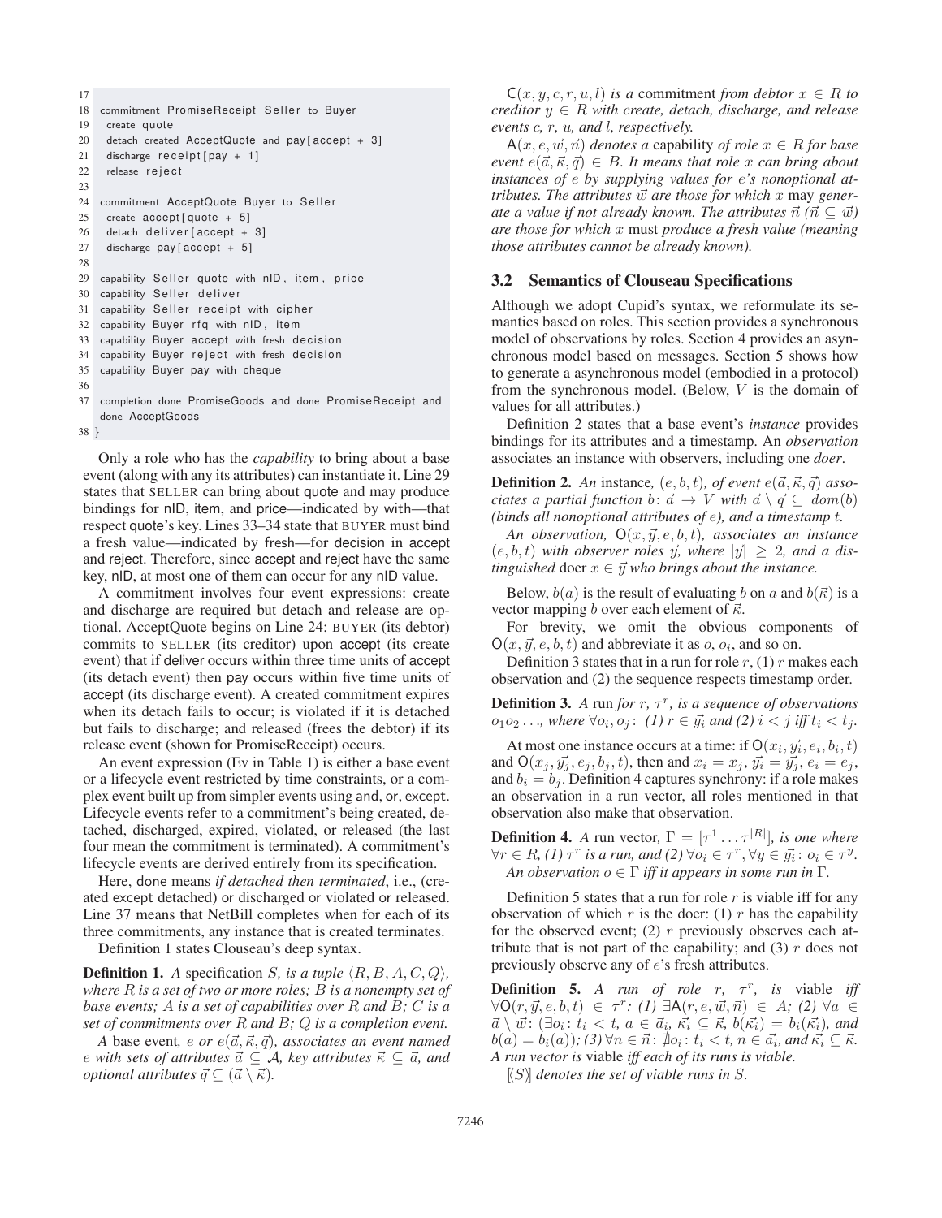```
17
18  commitment PromiseReceipt Seller to Buyer
19    create quote
20    detach created AcceptQuote and pay[accept + 3]
21    discharge receipt[pay + 1]
22    release reject
23
24  commitment AcceptQuote Buyer to Seller
25    create accept[quote + 5]
26    detach deliver[accept + 3]
27    discharge pay[accept + 5]
28
29  capability Seller quote with nID, item, price
30  capability Seller deliver
31  capability Seller receipt with cipher
32  capability Buyer rfq with nID, item
33  capability Buyer accept with fresh decision
34  capability Buyer reject with fresh decision
35  capability Buyer pay with cheque
36
37  completion done PromiseGoods and done PromiseReceipt and
    done AcceptGoods
38 }
```

Only a role who has the *capability* to bring about a base event (along with any its attributes) can instantiate it. Line 29 states that SELLER can bring about quote and may produce bindings for nID, item, and price—indicated by with—that respect quote's key. Lines 33–34 state that BUYER must bind a fresh value—indicated by fresh—for decision in accept and reject. Therefore, since accept and reject have the same key, nID, at most one of them can occur for any nID value.

A commitment involves four event expressions: create and discharge are required but detach and release are optional. AcceptQuote begins on Line 24: BUYER (its debtor) commits to SELLER (its creditor) upon accept (its create event) that if deliver occurs within three time units of accept (its detach event) then pay occurs within five time units of accept (its discharge event). A created commitment expires when its detach fails to occur; is violated if it is detached but fails to discharge; and released (frees the debtor) if its release event (shown for PromiseReceipt) occurs.

An event expression (Ev in Table 1) is either a base event or a lifecycle event restricted by time constraints, or a complex event built up from simpler events using and, or, except. Lifecycle events refer to a commitment's being created, detached, discharged, expired, violated, or released (the last four mean the commitment is terminated). A commitment's lifecycle events are derived entirely from its specification.

Here, done means *if detached then terminated*, i.e., (created except detached) or discharged or violated or released. Line 37 means that NetBill completes when for each of its three commitments, any instance that is created terminates.

Definition 1 states Clouseau's deep syntax.

**Definition 1.** *A specification $S$, is a tuple $\langle R, B, A, C, Q \rangle$, where $R$ is a set of two or more roles; $B$ is a nonempty set of base events; $A$ is a set of capabilities over $R$ and $B$; $C$ is a set of commitments over $R$ and $B$; $Q$ is a completion event.*

*A* base event*, $e$ or $e(\vec{a}, \vec{\kappa}, \vec{q})$, associates an event named $e$ with sets of attributes $\vec{a} \subseteq \mathcal{A}$, key attributes $\vec{\kappa} \subseteq \vec{a}$, and optional attributes $\vec{q} \subseteq (\vec{a} \setminus \vec{\kappa})$.*

*$\mathsf{C}(x, y, c, r, u, l)$ is a* commitment *from debtor $x \in R$ to creditor $y \in R$ with create, detach, discharge, and release events $c$, $r$, $u$, and $l$, respectively.*

*$\mathsf{A}(x, e, \vec{w}, \vec{n})$ denotes a* capability *of role $x \in R$ for base event $e(\vec{a}, \vec{\kappa}, \vec{q}) \in B$. It means that role $x$ can bring about instances of $e$ by supplying values for $e$'s nonoptional attributes. The attributes $\vec{w}$ are those for which $x$* may *generate a value if not already known. The attributes $\vec{n}$ ($\vec{n} \subseteq \vec{w}$) are those for which $x$* must *produce a fresh value (meaning those attributes cannot be already known).*

### 3.2 Semantics of Clouseau Specifications

Although we adopt Cupid's syntax, we reformulate its semantics based on roles. This section provides a synchronous model of observations by roles. Section 4 provides an asynchronous model based on messages. Section 5 shows how to generate a asynchronous model (embodied in a protocol) from the synchronous model. (Below, $V$ is the domain of values for all attributes.)

Definition 2 states that a base event's *instance* provides bindings for its attributes and a timestamp. An *observation* associates an instance with observers, including one *doer*.

**Definition 2.** *An* instance*, $(e, b, t)$, of event $e(\vec{a}, \vec{\kappa}, \vec{q})$ associates a partial function $b\colon \vec{a} \to V$ with $\vec{a} \setminus \vec{q} \subseteq dom(b)$ (binds all nonoptional attributes of $e$), and a timestamp $t$.*

*An observation, $\mathsf{O}(x, \vec{y}, e, b, t)$, associates an instance $(e, b, t)$ with observer roles $\vec{y}$, where $|\vec{y}| \geq 2$, and a distinguished* doer *$x \in \vec{y}$ who brings about the instance.*

Below, $b(a)$ is the result of evaluating $b$ on $a$ and $b(\vec{\kappa})$ is a vector mapping $b$ over each element of $\vec{\kappa}$.

For brevity, we omit the obvious components of $\mathsf{O}(x, \vec{y}, e, b, t)$ and abbreviate it as $o$, $o_i$, and so on.

Definition 3 states that in a run for role $r$, (1) $r$ makes each observation and (2) the sequence respects timestamp order.

**Definition 3.** *A* run *for $r$, $\tau^r$, is a sequence of observations $o_1 o_2 \ldots$, where $\forall o_i, o_j$: (1) $r \in \vec{y_i}$ and (2) $i < j$ iff $t_i < t_j$.*

At most one instance occurs at a time: if $\mathsf{O}(x_i, \vec{y_i}, e_i, b_i, t)$ and $\mathsf{O}(x_j, \vec{y_j}, e_j, b_j, t)$, then and $x_i = x_j$, $\vec{y_i} = \vec{y_j}$, $e_i = e_j$, and $b_i = b_j$. Definition 4 captures synchrony: if a role makes an observation in a run vector, all roles mentioned in that observation also make that observation.

**Definition 4.** *A run vector, $\Gamma = [\tau^1 \ldots \tau^{|R|}]$, is one where $\forall r \in R$, (1) $\tau^r$ is a run, and (2) $\forall o_i \in \tau^r, \forall y \in \vec{y_i}\colon o_i \in \tau^y$.*
*An observation $o \in \Gamma$ iff it appears in some run in $\Gamma$.*

Definition 5 states that a run for role $r$ is viable iff for any observation of which $r$ is the doer: (1) $r$ has the capability for the observed event; (2) $r$ previously observes each attribute that is not part of the capability; and (3) $r$ does not previously observe any of $e$'s fresh attributes.

**Definition 5.** *A run of role $r$, $\tau^r$, is* viable *iff $\forall \mathsf{O}(r, \vec{y}, e, b, t) \in \tau^r$: (1) $\exists \mathsf{A}(r, e, \vec{w}, \vec{n}) \in A$; (2) $\forall a \in \vec{a} \setminus \vec{w}$: $(\exists o_i\colon t_i < t,\ a \in \vec{a_i},\ \vec{\kappa_i} \subseteq \vec{\kappa},\ b(\vec{\kappa_i}) = b_i(\vec{\kappa_i})$, and $b(a) = b_i(a))$; (3) $\forall n \in \vec{n}\colon \nexists o_i\colon t_i < t,\ n \in \vec{a_i}$, and $\vec{\kappa_i} \subseteq \vec{\kappa}$. A run vector is* viable *iff each of its runs is viable.*

*$[\![S]\!]$ denotes the set of viable runs in $S$.*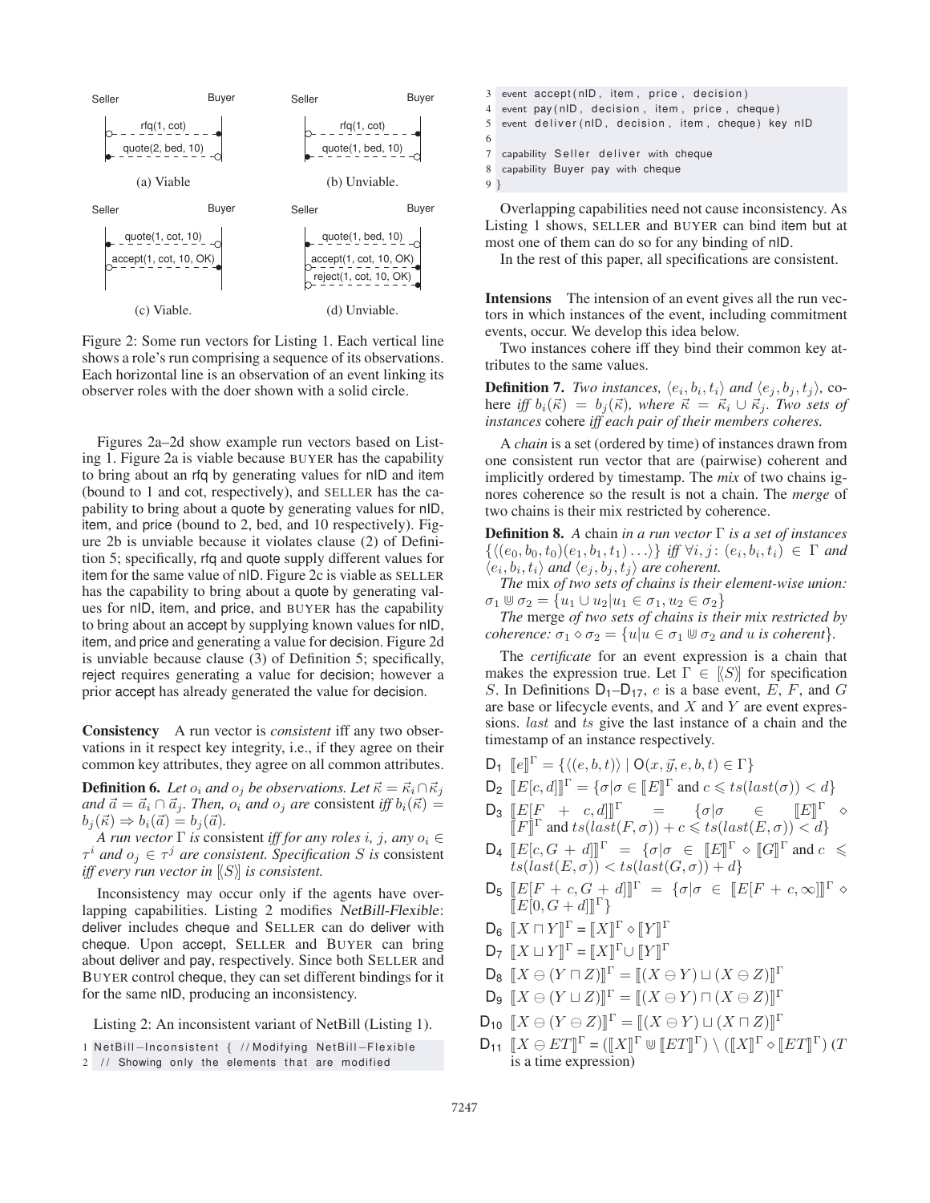Figure 2: Some run vectors for Listing 1. Each vertical line shows a role's run comprising a sequence of its observations. Each horizontal line is an observation of an event linking its observer roles with the doer shown with a solid circle.

(a) Viable — Seller/Buyer: rfq(1, cot); quote(2, bed, 10)

(b) Unviable. — Seller/Buyer: rfq(1, cot); quote(1, bed, 10)

(c) Viable. — Seller/Buyer: quote(1, cot, 10); accept(1, cot, 10, OK)

(d) Unviable. — Seller/Buyer: quote(1, bed, 10); accept(1, cot, 10, OK); reject(1, cot, 10, OK)

Figures 2a–2d show example run vectors based on Listing 1. Figure 2a is viable because BUYER has the capability to bring about an rfq by generating values for nID and item (bound to 1 and cot, respectively), and SELLER has the capability to bring about a quote by generating values for nID, item, and price (bound to 2, bed, and 10 respectively). Figure 2b is unviable because it violates clause (2) of Definition 5; specifically, rfq and quote supply different values for item for the same value of nID. Figure 2c is viable as SELLER has the capability to bring about a quote by generating values for nID, item, and price, and BUYER has the capability to bring about an accept by supplying known values for nID, item, and price and generating a value for decision. Figure 2d is unviable because clause (3) of Definition 5; specifically, reject requires generating a value for decision; however a prior accept has already generated the value for decision.

**Consistency** A run vector is *consistent* iff any two observations in it respect key integrity, i.e., if they agree on their common key attributes, they agree on all common attributes.

**Definition 6.** *Let $o_i$ and $o_j$ be observations. Let $\vec{\kappa} = \vec{\kappa}_i \cap \vec{\kappa}_j$ and $\vec{a} = \vec{a}_i \cap \vec{a}_j$. Then, $o_i$ and $o_j$ are* consistent *iff $b_i(\vec{\kappa}) = b_j(\vec{\kappa}) \Rightarrow b_i(\vec{a}) = b_j(\vec{a})$.*

*A run vector $\Gamma$ is* consistent *iff for any roles $i$, $j$, any $o_i \in \tau^i$ and $o_j \in \tau^j$ are consistent. Specification $S$ is* consistent *iff every run vector in $\langle\!| S |\!\rangle$ is consistent.*

Inconsistency may occur only if the agents have overlapping capabilities. Listing 2 modifies *NetBill-Flexible*: deliver includes cheque and SELLER can do deliver with cheque. Upon accept, SELLER and BUYER can bring about deliver and pay, respectively. Since both SELLER and BUYER control cheque, they can set different bindings for it for the same nID, producing an inconsistency.

Listing 2: An inconsistent variant of NetBill (Listing 1).

```
1 NetBill−Inconsistent { //Modifying NetBill−Flexible
2  // Showing only the elements that are modified
3  event accept(nID, item, price, decision)
4  event pay(nID, decision, item, price, cheque)
5  event deliver(nID, decision, item, cheque) key nID
6
7  capability Seller deliver with cheque
8  capability Buyer pay with cheque
9 }
```

Overlapping capabilities need not cause inconsistency. As Listing 1 shows, SELLER and BUYER can bind item but at most one of them can do so for any binding of nID.

In the rest of this paper, all specifications are consistent.

**Intensions** The intension of an event gives all the run vectors in which instances of the event, including commitment events, occur. We develop this idea below.

Two instances cohere iff they bind their common key attributes to the same values.

**Definition 7.** *Two instances, $\langle e_i, b_i, t_i\rangle$ and $\langle e_j, b_j, t_j\rangle$,* cohere *iff $b_i(\vec{\kappa}) = b_j(\vec{\kappa})$, where $\vec{\kappa} = \vec{\kappa}_i \cup \vec{\kappa}_j$. Two sets of instances* cohere *iff each pair of their members coheres.*

A *chain* is a set (ordered by time) of instances drawn from one consistent run vector that are (pairwise) coherent and implicitly ordered by timestamp. The *mix* of two chains ignores coherence so the result is not a chain. The *merge* of two chains is their mix restricted by coherence.

**Definition 8.** *A* chain *in a run vector $\Gamma$ is a set of instances $\{\langle (e_0, b_0, t_0)(e_1, b_1, t_1)\ldots\rangle\}$ iff $\forall i, j\colon (e_i, b_i, t_i) \in \Gamma$ and $\langle e_i, b_i, t_i\rangle$ and $\langle e_j, b_j, t_j\rangle$ are coherent.*

*The* mix *of two sets of chains is their element-wise union: $\sigma_1 \uplus \sigma_2 = \{u_1 \cup u_2 | u_1 \in \sigma_1, u_2 \in \sigma_2\}$*

*The* merge *of two sets of chains is their mix restricted by coherence: $\sigma_1 \diamond \sigma_2 = \{u | u \in \sigma_1 \uplus \sigma_2$ and $u$ is coherent$\}$.*

The *certificate* for an event expression is a chain that makes the expression true. Let $\Gamma \in \langle\!| S |\!\rangle$ for specification $S$. In Definitions $\mathsf{D}_1$–$\mathsf{D}_{17}$, $e$ is a base event, $E$, $F$, and $G$ are base or lifecycle events, and $X$ and $Y$ are event expressions. $last$ and $ts$ give the last instance of a chain and the timestamp of an instance respectively.

$\mathsf{D}_1$ $[\![e]\!]^\Gamma = \{\langle (e, b, t)\rangle \mid \mathsf{O}(x, \vec{y}, e, b, t) \in \Gamma\}$

$\mathsf{D}_2$ $[\![E[c, d]]\!]^\Gamma = \{\sigma | \sigma \in [\![E]\!]^\Gamma$ and $c \leqslant ts(last(\sigma)) < d\}$

$\mathsf{D}_3$ $[\![E[F + c, d]]\!]^\Gamma = \{\sigma | \sigma \in [\![E]\!]^\Gamma \diamond [\![F]\!]^\Gamma$ and $ts(last(F, \sigma)) + c \leqslant ts(last(E, \sigma)) < d\}$

$\mathsf{D}_4$ $[\![E[c, G + d]]\!]^\Gamma = \{\sigma | \sigma \in [\![E]\!]^\Gamma \diamond [\![G]\!]^\Gamma$ and $c \leqslant ts(last(E, \sigma)) < ts(last(G, \sigma)) + d\}$

$\mathsf{D}_5$ $[\![E[F + c, G + d]]\!]^\Gamma = \{\sigma | \sigma \in [\![E[F + c, \infty]]\!]^\Gamma \diamond [\![E[0, G + d]]\!]^\Gamma\}$

$\mathsf{D}_6$ $[\![X \sqcap Y]\!]^\Gamma = [\![X]\!]^\Gamma \diamond [\![Y]\!]^\Gamma$

$\mathsf{D}_7$ $[\![X \sqcup Y]\!]^\Gamma = [\![X]\!]^\Gamma \cup [\![Y]\!]^\Gamma$

$\mathsf{D}_8$ $[\![X \ominus (Y \sqcap Z)]\!]^\Gamma = [\![(X \ominus Y) \sqcup (X \ominus Z)]\!]^\Gamma$

$\mathsf{D}_9$ $[\![X \ominus (Y \sqcup Z)]\!]^\Gamma = [\![(X \ominus Y) \sqcap (X \ominus Z)]\!]^\Gamma$

$\mathsf{D}_{10}$ $[\![X \ominus (Y \ominus Z)]\!]^\Gamma = [\![(X \ominus Y) \sqcup (X \sqcap Z)]\!]^\Gamma$

$\mathsf{D}_{11}$ $[\![X \ominus ET]\!]^\Gamma = ([\![X]\!]^\Gamma \uplus [\![ET]\!]^\Gamma) \setminus ([\![X]\!]^\Gamma \diamond [\![ET]\!]^\Gamma)$ ($T$ is a time expression)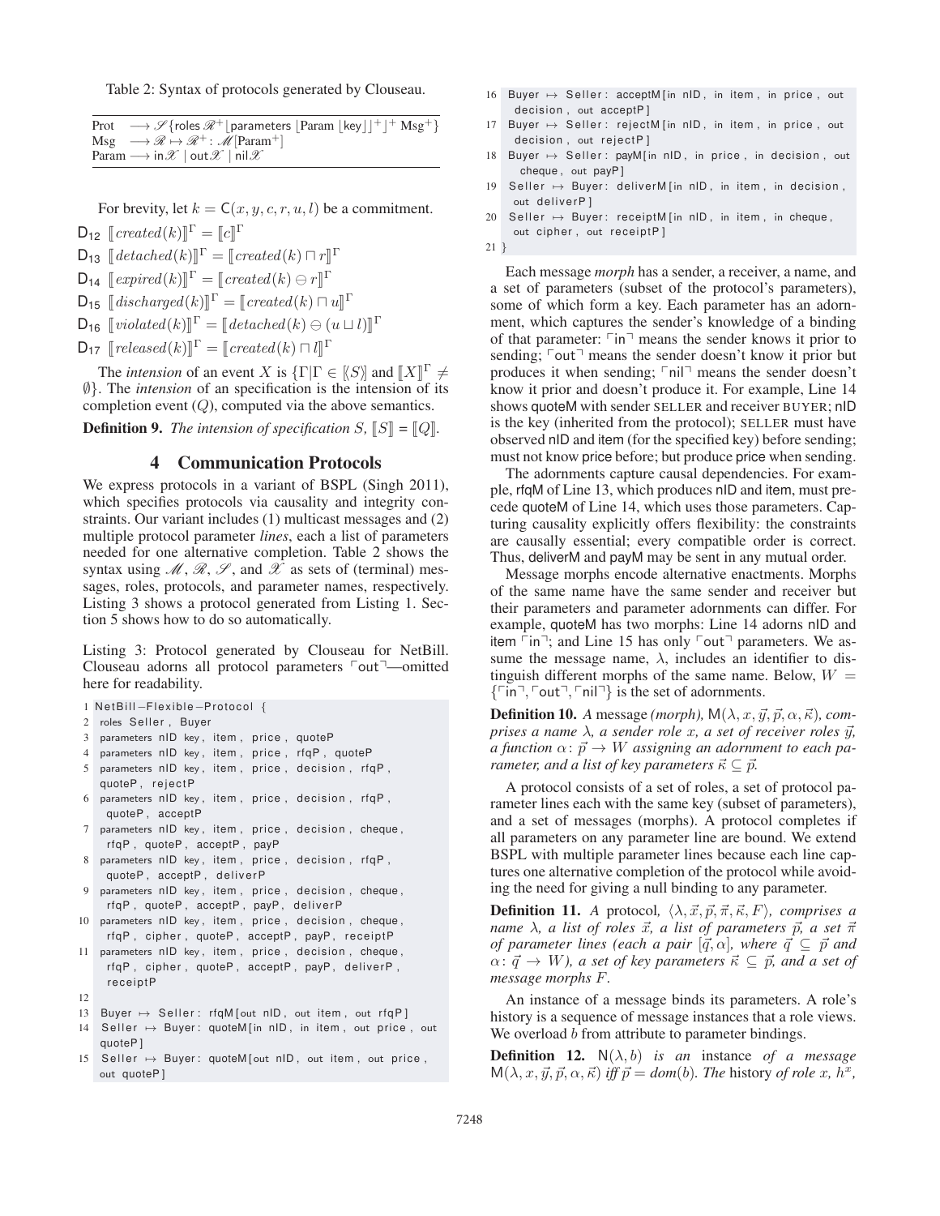Table 2: Syntax of protocols generated by Clouseau.

$$
\begin{aligned}
&\text{Prot} \longrightarrow \mathscr{S}\{\text{roles } \mathscr{R}^+ \lfloor \text{parameters } \lfloor \text{Param } \lfloor \text{key} \rfloor \rfloor^+ \rfloor^+ \text{ Msg}^+\}\\
&\text{Msg} \longrightarrow \mathscr{R} \mapsto \mathscr{R}^+ : \mathscr{M}[\text{Param}^+]\\
&\text{Param} \longrightarrow \text{in}\mathscr{X} \mid \text{out}\mathscr{X} \mid \text{nil}\mathscr{X}
\end{aligned}
$$

For brevity, let $k = \mathsf{C}(x, y, c, r, u, l)$ be a commitment.

$\mathsf{D}_{12}$ $[\![created(k)]\!]^\Gamma = [\![c]\!]^\Gamma$

$\mathsf{D}_{13}$ $[\![detached(k)]\!]^\Gamma = [\![created(k) \sqcap r]\!]^\Gamma$

$\mathsf{D}_{14}$ $[\![expired(k)]\!]^\Gamma = [\![created(k) \ominus r]\!]^\Gamma$

$\mathsf{D}_{15}$ $[\![discharged(k)]\!]^\Gamma = [\![created(k) \sqcap u]\!]^\Gamma$

$\mathsf{D}_{16}$ $[\![violated(k)]\!]^\Gamma = [\![detached(k) \ominus (u \sqcup l)]\!]^\Gamma$

$\mathsf{D}_{17}$ $[\![released(k)]\!]^\Gamma = [\![created(k) \sqcap l]\!]^\Gamma$

The *intension* of an event $X$ is $\{\Gamma | \Gamma \in \langle\!\langle S \rangle\!\rangle$ and $[\![X]\!]^\Gamma \neq \emptyset\}$. The *intension* of an specification is the intension of its completion event ($Q$), computed via the above semantics.

**Definition 9.** *The intension of specification $S$, $[\![S]\!] = [\![Q]\!]$.*

## 4 Communication Protocols

We express protocols in a variant of BSPL (Singh 2011), which specifies protocols via causality and integrity constraints. Our variant includes (1) multicast messages and (2) multiple protocol parameter *lines*, each a list of parameters needed for one alternative completion. Table 2 shows the syntax using $\mathscr{M}$, $\mathscr{R}$, $\mathscr{S}$, and $\mathscr{X}$ as sets of (terminal) messages, roles, protocols, and parameter names, respectively. Listing 3 shows a protocol generated from Listing 1. Section 5 shows how to do so automatically.

Listing 3: Protocol generated by Clouseau for NetBill. Clouseau adorns all protocol parameters ⌜out⌝—omitted here for readability.

```
1  NetBill−Flexible−Protocol {
2   roles Seller, Buyer
3   parameters nID key, item, price, quoteP
4   parameters nID key, item, price, rfqP, quoteP
5   parameters nID key, item, price, decision, rfqP,
    quoteP, rejectP
6   parameters nID key, item, price, decision, rfqP,
    quoteP, acceptP
7   parameters nID key, item, price, decision, cheque,
    rfqP, quoteP, acceptP, payP
8   parameters nID key, item, price, decision, rfqP,
    quoteP, acceptP, deliverP
9   parameters nID key, item, price, decision, cheque,
    rfqP, quoteP, acceptP, payP, deliverP
10  parameters nID key, item, price, decision, cheque,
    rfqP, cipher, quoteP, acceptP, payP, receiptP
11  parameters nID key, item, price, decision, cheque,
    rfqP, cipher, quoteP, acceptP, payP, deliverP,
    receiptP
12
13  Buyer ↦ Seller: rfqM[out nID, out item, out rfqP]
14  Seller ↦ Buyer: quoteM[in nID, in item, out price, out
    quoteP]
15  Seller ↦ Buyer: quoteM[out nID, out item, out price,
    out quoteP]
16  Buyer ↦ Seller: acceptM[in nID, in item, in price, out
    decision, out acceptP]
17  Buyer ↦ Seller: rejectM[in nID, in item, in price, out
    decision, out rejectP]
18  Buyer ↦ Seller: payM[in nID, in price, in decision, out
    cheque, out payP]
19  Seller ↦ Buyer: deliverM[in nID, in item, in decision,
    out deliverP]
20  Seller ↦ Buyer: receiptM[in nID, in item, in cheque,
    out cipher, out receiptP]
21 }
```

Each message *morph* has a sender, a receiver, a name, and a set of parameters (subset of the protocol's parameters), some of which form a key. Each parameter has an adornment, which captures the sender's knowledge of a binding of that parameter: ⌜in⌝ means the sender knows it prior to sending; ⌜out⌝ means the sender doesn't know it prior but produces it when sending; ⌜nil⌝ means the sender doesn't know it prior and doesn't produce it. For example, Line 14 shows quoteM with sender SELLER and receiver BUYER; nID is the key (inherited from the protocol); SELLER must have observed nID and item (for the specified key) before sending; must not know price before; but produce price when sending.

The adornments capture causal dependencies. For example, rfqM of Line 13, which produces nID and item, must precede quoteM of Line 14, which uses those parameters. Capturing causality explicitly offers flexibility: the constraints are causally essential; every compatible order is correct. Thus, deliverM and payM may be sent in any mutual order.

Message morphs encode alternative enactments. Morphs of the same name have the same sender and receiver but their parameters and parameter adornments can differ. For example, quoteM has two morphs: Line 14 adorns nID and item ⌜in⌝; and Line 15 has only ⌜out⌝ parameters. We assume the message name, $\lambda$, includes an identifier to distinguish different morphs of the same name. Below, $W = \{$⌜in⌝, ⌜out⌝, ⌜nil⌝$\}$ is the set of adornments.

**Definition 10.** *A* message *(morph),* $\mathsf{M}(\lambda, x, \vec{y}, \vec{p}, \alpha, \vec{\kappa})$*, comprises a name $\lambda$, a sender role $x$, a set of receiver roles $\vec{y}$, a function $\alpha \colon \vec{p} \to W$ assigning an adornment to each parameter, and a list of key parameters $\vec{\kappa} \subseteq \vec{p}$.*

A protocol consists of a set of roles, a set of protocol parameter lines each with the same key (subset of parameters), and a set of messages (morphs). A protocol completes if all parameters on any parameter line are bound. We extend BSPL with multiple parameter lines because each line captures one alternative completion of the protocol while avoiding the need for giving a null binding to any parameter.

**Definition 11.** *A protocol, $\langle \lambda, \vec{x}, \vec{p}, \vec{\pi}, \vec{\kappa}, F \rangle$, comprises a name $\lambda$, a list of roles $\vec{x}$, a list of parameters $\vec{p}$, a set $\vec{\pi}$ of parameter lines (each a pair $[\vec{q}, \alpha]$, where $\vec{q} \subseteq \vec{p}$ and $\alpha \colon \vec{q} \to W$), a set of key parameters $\vec{\kappa} \subseteq \vec{p}$, and a set of message morphs $F$.*

An instance of a message binds its parameters. A role's history is a sequence of message instances that a role views. We overload $b$ from attribute to parameter bindings.

**Definition 12.** $\mathsf{N}(\lambda, b)$ *is an* instance *of a message* $\mathsf{M}(\lambda, x, \vec{y}, \vec{p}, \alpha, \vec{\kappa})$ *iff $\vec{p} = dom(b)$. The* history *of role $x$, $h^x$,*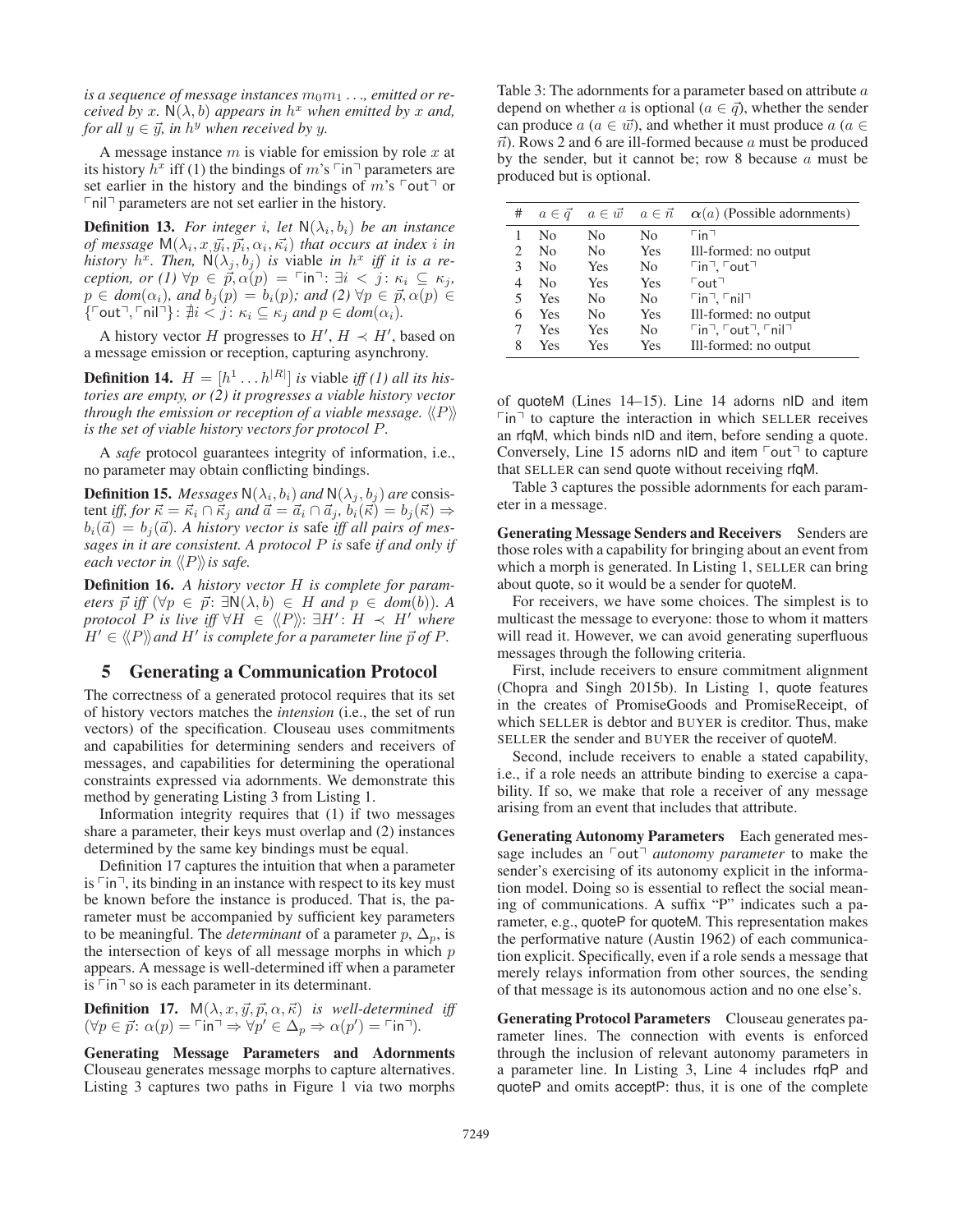*is a sequence of message instances $m_0 m_1 \ldots$, emitted or received by $x$. $\mathsf{N}(\lambda, b)$ appears in $h^x$ when emitted by $x$ and, for all $y \in \vec{y}$, in $h^y$ when received by $y$.*

A message instance $m$ is viable for emission by role $x$ at its history $h^x$ iff (1) the bindings of $m$'s $\ulcorner\mathsf{in}\urcorner$ parameters are set earlier in the history and the bindings of $m$'s $\ulcorner\mathsf{out}\urcorner$ or $\ulcorner\mathsf{nil}\urcorner$ parameters are not set earlier in the history.

**Definition 13.** *For integer $i$, let $\mathsf{N}(\lambda_i, b_i)$ be an instance of message $\mathsf{M}(\lambda_i, x, \vec{y_i}, \vec{p_i}, \alpha_i, \vec{\kappa_i})$ that occurs at index $i$ in history $h^x$. Then, $\mathsf{N}(\lambda_j, b_j)$ is* viable *in $h^x$ iff it is a reception, or (1) $\forall p \in \vec{p}, \alpha(p) = \ulcorner\mathsf{in}\urcorner$: $\exists i < j$: $\kappa_i \subseteq \kappa_j$, $p \in dom(\alpha_i)$, and $b_j(p) = b_i(p)$; and (2) $\forall p \in \vec{p}, \alpha(p) \in \{\ulcorner\mathsf{out}\urcorner, \ulcorner\mathsf{nil}\urcorner\}$: $\nexists i < j$: $\kappa_i \subseteq \kappa_j$ and $p \in dom(\alpha_i)$.*

A history vector $H$ progresses to $H'$, $H \prec H'$, based on a message emission or reception, capturing asynchrony.

**Definition 14.** *$H = [h^1 \ldots h^{|R|}]$ is viable iff (1) all its histories are empty, or (2) it progresses a viable history vector through the emission or reception of a viable message. $\langle\!\langle P \rangle\!\rangle$ is the set of viable history vectors for protocol $P$.*

A *safe* protocol guarantees integrity of information, i.e., no parameter may obtain conflicting bindings.

**Definition 15.** *Messages $\mathsf{N}(\lambda_i, b_i)$ and $\mathsf{N}(\lambda_j, b_j)$ are* consistent *iff, for $\vec{\kappa} = \vec{\kappa}_i \cap \vec{\kappa}_j$ and $\vec{a} = \vec{a}_i \cap \vec{a}_j$, $b_i(\vec{\kappa}) = b_j(\vec{\kappa}) \Rightarrow b_i(\vec{a}) = b_j(\vec{a})$. A history vector is* safe *iff all pairs of messages in it are consistent. A protocol $P$ is* safe *if and only if each vector in $\langle\!\langle P \rangle\!\rangle$ is safe.*

**Definition 16.** *A history vector $H$ is complete for parameters $\vec{p}$ iff ($\forall p \in \vec{p}$: $\exists \mathsf{N}(\lambda, b) \in H$ and $p \in dom(b)$). A protocol $P$ is live iff $\forall H \in \langle\!\langle P \rangle\!\rangle$: $\exists H'$: $H \prec H'$ where $H' \in \langle\!\langle P \rangle\!\rangle$ and $H'$ is complete for a parameter line $\vec{p}$ of $P$.*

## 5 Generating a Communication Protocol

The correctness of a generated protocol requires that its set of history vectors matches the *intension* (i.e., the set of run vectors) of the specification. Clouseau uses commitments and capabilities for determining senders and receivers of messages, and capabilities for determining the operational constraints expressed via adornments. We demonstrate this method by generating Listing 3 from Listing 1.

Information integrity requires that (1) if two messages share a parameter, their keys must overlap and (2) instances determined by the same key bindings must be equal.

Definition 17 captures the intuition that when a parameter is $\ulcorner\mathsf{in}\urcorner$, its binding in an instance with respect to its key must be known before the instance is produced. That is, the parameter must be accompanied by sufficient key parameters to be meaningful. The *determinant* of a parameter $p$, $\Delta_p$, is the intersection of keys of all message morphs in which $p$ appears. A message is well-determined iff when a parameter is $\ulcorner\mathsf{in}\urcorner$ so is each parameter in its determinant.

**Definition 17.** *$\mathsf{M}(\lambda, x, \vec{y}, \vec{p}, \alpha, \vec{\kappa})$ is well-determined iff $(\forall p \in \vec{p}$: $\alpha(p) = \ulcorner\mathsf{in}\urcorner \Rightarrow \forall p' \in \Delta_p \Rightarrow \alpha(p') = \ulcorner\mathsf{in}\urcorner)$.*

**Generating Message Parameters and Adornments** Clouseau generates message morphs to capture alternatives. Listing 3 captures two paths in Figure 1 via two morphs of quoteM (Lines 14–15). Line 14 adorns nID and item $\ulcorner\mathsf{in}\urcorner$ to capture the interaction in which SELLER receives an rfqM, which binds nID and item, before sending a quote. Conversely, Line 15 adorns nID and item $\ulcorner\mathsf{out}\urcorner$ to capture that SELLER can send quote without receiving rfqM.

Table 3 captures the possible adornments for each parameter in a message.

Table 3: The adornments for a parameter based on attribute $a$ depend on whether $a$ is optional ($a \in \vec{q}$), whether the sender can produce $a$ ($a \in \vec{w}$), and whether it must produce $a$ ($a \in \vec{n}$). Rows 2 and 6 are ill-formed because $a$ must be produced by the sender, but it cannot be; row 8 because $a$ must be produced but is optional.

| # | $a \in \vec{q}$ | $a \in \vec{w}$ | $a \in \vec{n}$ | $\boldsymbol{\alpha}(a)$ (Possible adornments) |
|---|---|---|---|---|
| 1 | No | No | No | $\ulcorner\mathsf{in}\urcorner$ |
| 2 | No | No | Yes | Ill-formed: no output |
| 3 | No | Yes | No | $\ulcorner\mathsf{in}\urcorner$, $\ulcorner\mathsf{out}\urcorner$ |
| 4 | No | Yes | Yes | $\ulcorner\mathsf{out}\urcorner$ |
| 5 | Yes | No | No | $\ulcorner\mathsf{in}\urcorner$, $\ulcorner\mathsf{nil}\urcorner$ |
| 6 | Yes | No | Yes | Ill-formed: no output |
| 7 | Yes | Yes | No | $\ulcorner\mathsf{in}\urcorner$, $\ulcorner\mathsf{out}\urcorner$, $\ulcorner\mathsf{nil}\urcorner$ |
| 8 | Yes | Yes | Yes | Ill-formed: no output |

**Generating Message Senders and Receivers** Senders are those roles with a capability for bringing about an event from which a morph is generated. In Listing 1, SELLER can bring about quote, so it would be a sender for quoteM.

For receivers, we have some choices. The simplest is to multicast the message to everyone: those to whom it matters will read it. However, we can avoid generating superfluous messages through the following criteria.

First, include receivers to ensure commitment alignment (Chopra and Singh 2015b). In Listing 1, quote features in the creates of PromiseGoods and PromiseReceipt, of which SELLER is debtor and BUYER is creditor. Thus, make SELLER the sender and BUYER the receiver of quoteM.

Second, include receivers to enable a stated capability, i.e., if a role needs an attribute binding to exercise a capability. If so, we make that role a receiver of any message arising from an event that includes that attribute.

**Generating Autonomy Parameters** Each generated message includes an $\ulcorner\mathsf{out}\urcorner$ *autonomy parameter* to make the sender's exercising of its autonomy explicit in the information model. Doing so is essential to reflect the social meaning of communications. A suffix "P" indicates such a parameter, e.g., quoteP for quoteM. This representation makes the performative nature (Austin 1962) of each communication explicit. Specifically, even if a role sends a message that merely relays information from other sources, the sending of that message is its autonomous action and no one else's.

**Generating Protocol Parameters** Clouseau generates parameter lines. The connection with events is enforced through the inclusion of relevant autonomy parameters in a parameter line. In Listing 3, Line 4 includes rfqP and quoteP and omits acceptP: thus, it is one of the complete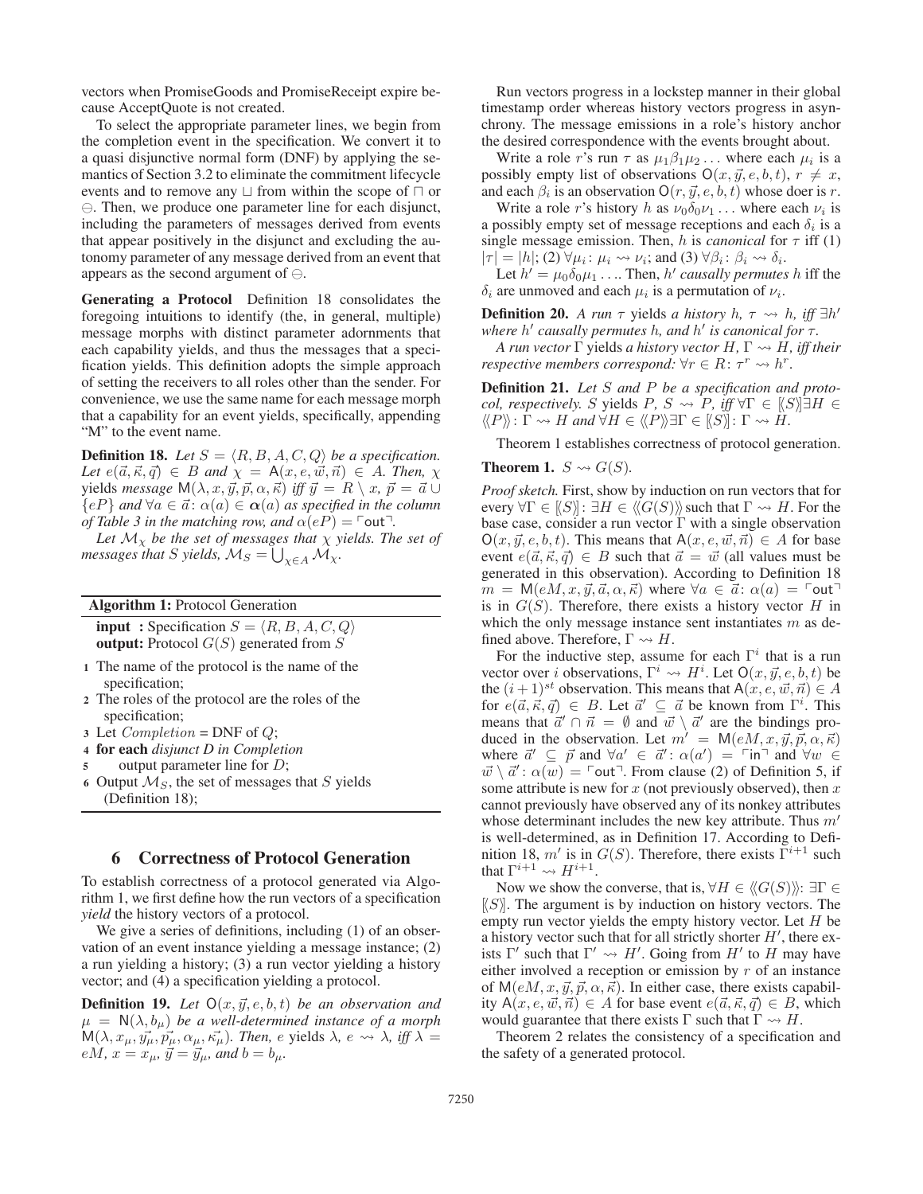vectors when PromiseGoods and PromiseReceipt expire because AcceptQuote is not created.

To select the appropriate parameter lines, we begin from the completion event in the specification. We convert it to a quasi disjunctive normal form (DNF) by applying the semantics of Section 3.2 to eliminate the commitment lifecycle events and to remove any $\sqcup$ from within the scope of $\sqcap$ or $\ominus$. Then, we produce one parameter line for each disjunct, including the parameters of messages derived from events that appear positively in the disjunct and excluding the autonomy parameter of any message derived from an event that appears as the second argument of $\ominus$.

**Generating a Protocol** Definition 18 consolidates the foregoing intuitions to identify (the, in general, multiple) message morphs with distinct parameter adornments that each capability yields, and thus the messages that a specification yields. This definition adopts the simple approach of setting the receivers to all roles other than the sender. For convenience, we use the same name for each message morph that a capability for an event yields, specifically, appending "M" to the event name.

**Definition 18.** *Let $S = \langle R, B, A, C, Q\rangle$ be a specification. Let $e(\vec{a}, \vec{\kappa}, \vec{q}) \in B$ and $\chi = \mathsf{A}(x, e, \vec{w}, \vec{n}) \in A$. Then, $\chi$ yields message $\mathsf{M}(\lambda, x, \vec{y}, \vec{p}, \alpha, \vec{\kappa})$ iff $\vec{y} = R \setminus x$, $\vec{p} = \vec{a} \cup \{eP\}$ and $\forall a \in \vec{a}\colon \alpha(a) \in \boldsymbol{\alpha}(a)$ as specified in the column of Table 3 in the matching row, and $\alpha(eP) = \ulcorner\mathsf{out}\urcorner$.*

*Let $\mathcal{M}_\chi$ be the set of messages that $\chi$ yields. The set of messages that $S$ yields, $\mathcal{M}_S = \bigcup_{\chi \in A} \mathcal{M}_\chi$.*

---

**Algorithm 1:** Protocol Generation

---

**input :** Specification $S = \langle R, B, A, C, Q\rangle$
**output:** Protocol $G(S)$ generated from $S$

1. The name of the protocol is the name of the specification;
2. The roles of the protocol are the roles of the specification;
3. Let $Completion$ = DNF of $Q$;
4. **for each** *disjunct D in Completion*
5. &nbsp;&nbsp;&nbsp;&nbsp;output parameter line for $D$;
6. Output $\mathcal{M}_S$, the set of messages that $S$ yields (Definition 18);

---

## 6 Correctness of Protocol Generation

To establish correctness of a protocol generated via Algorithm 1, we first define how the run vectors of a specification *yield* the history vectors of a protocol.

We give a series of definitions, including (1) of an observation of an event instance yielding a message instance; (2) a run yielding a history; (3) a run vector yielding a history vector; and (4) a specification yielding a protocol.

**Definition 19.** *Let $\mathsf{O}(x, \vec{y}, e, b, t)$ be an observation and $\mu = \mathsf{N}(\lambda, b_\mu)$ be a well-determined instance of a morph $\mathsf{M}(\lambda, x_\mu, \vec{y_\mu}, \vec{p_\mu}, \alpha_\mu, \vec{\kappa_\mu})$. Then, $e$ yields $\lambda$, $e \rightsquigarrow \lambda$, iff $\lambda = eM$, $x = x_\mu$, $\vec{y} = \vec{y}_\mu$, and $b = b_\mu$.*

Run vectors progress in a lockstep manner in their global timestamp order whereas history vectors progress in asynchrony. The message emissions in a role's history anchor the desired correspondence with the events brought about.

Write a role $r$'s run $\tau$ as $\mu_1\beta_1\mu_2\ldots$ where each $\mu_i$ is a possibly empty list of observations $\mathsf{O}(x, \vec{y}, e, b, t)$, $r \neq x$, and each $\beta_i$ is an observation $\mathsf{O}(r, \vec{y}, e, b, t)$ whose doer is $r$.

Write a role $r$'s history $h$ as $\nu_0\delta_0\nu_1\ldots$ where each $\nu_i$ is a possibly empty set of message receptions and each $\delta_i$ is a single message emission. Then, $h$ is *canonical* for $\tau$ iff (1) $|\tau| = |h|$; (2) $\forall\mu_i\colon \mu_i \rightsquigarrow \nu_i$; and (3) $\forall\beta_i\colon \beta_i \rightsquigarrow \delta_i$.

Let $h' = \mu_0\delta_0\mu_1\ldots$. Then, $h'$ *causally permutes* $h$ iff the $\delta_i$ are unmoved and each $\mu_i$ is a permutation of $\nu_i$.

**Definition 20.** *A run $\tau$ yields a history $h$, $\tau \rightsquigarrow h$, iff $\exists h'$ where $h'$ causally permutes $h$, and $h'$ is canonical for $\tau$.*

*A run vector $\Gamma$ yields a history vector $H$, $\Gamma \rightsquigarrow H$, iff their respective members correspond: $\forall r \in R\colon \tau^r \rightsquigarrow h^r$.*

**Definition 21.** *Let $S$ and $P$ be a specification and protocol, respectively. $S$ yields $P$, $S \rightsquigarrow P$, iff $\forall\Gamma \in [\![S]\!]\exists H \in \langle\!\langle P\rangle\!\rangle\colon \Gamma \rightsquigarrow H$ and $\forall H \in \langle\!\langle P\rangle\!\rangle\exists\Gamma \in [\![S]\!]\colon \Gamma \rightsquigarrow H$.*

Theorem 1 establishes correctness of protocol generation.

**Theorem 1.** *$S \rightsquigarrow G(S)$.*

*Proof sketch.* First, show by induction on run vectors that for every $\forall\Gamma \in [\![S]\!]\colon \exists H \in \langle\!\langle G(S)\rangle\!\rangle$ such that $\Gamma \rightsquigarrow H$. For the base case, consider a run vector $\Gamma$ with a single observation $\mathsf{O}(x, \vec{y}, e, b, t)$. This means that $\mathsf{A}(x, e, \vec{w}, \vec{n}) \in A$ for base event $e(\vec{a}, \vec{\kappa}, \vec{q}) \in B$ such that $\vec{a} = \vec{w}$ (all values must be generated in this observation). According to Definition 18 $m = \mathsf{M}(eM, x, \vec{y}, \vec{a}, \alpha, \vec{\kappa})$ where $\forall a \in \vec{a}\colon \alpha(a) = \ulcorner\mathsf{out}\urcorner$ is in $G(S)$. Therefore, there exists a history vector $H$ in which the only message instance sent instantiates $m$ as defined above. Therefore, $\Gamma \rightsquigarrow H$.

For the inductive step, assume for each $\Gamma^i$ that is a run vector over $i$ observations, $\Gamma^i \rightsquigarrow H^i$. Let $\mathsf{O}(x, \vec{y}, e, b, t)$ be the $(i+1)^{st}$ observation. This means that $\mathsf{A}(x, e, \vec{w}, \vec{n}) \in A$ for $e(\vec{a}, \vec{\kappa}, \vec{q}) \in B$. Let $\vec{a}' \subseteq \vec{a}$ be known from $\Gamma^i$. This means that $\vec{a}' \cap \vec{n} = \emptyset$ and $\vec{w} \setminus \vec{a}'$ are the bindings produced in the observation. Let $m' = \mathsf{M}(eM, x, \vec{y}, \vec{p}, \alpha, \vec{\kappa})$ where $\vec{a}' \subseteq \vec{p}$ and $\forall a' \in \vec{a}'\colon \alpha(a') = \ulcorner\mathsf{in}\urcorner$ and $\forall w \in \vec{w} \setminus \vec{a}'\colon \alpha(w) = \ulcorner\mathsf{out}\urcorner$. From clause (2) of Definition 5, if some attribute is new for $x$ (not previously observed), then $x$ cannot previously have observed any of its nonkey attributes whose determinant includes the new key attribute. Thus $m'$ is well-determinant, as in Definition 17. According to Definition 18, $m'$ is in $G(S)$. Therefore, there exists $\Gamma^{i+1}$ such that $\Gamma^{i+1} \rightsquigarrow H^{i+1}$.

Now we show the converse, that is, $\forall H \in \langle\!\langle G(S)\rangle\!\rangle\colon \exists\Gamma \in [\![S]\!]$. The argument is by induction on history vectors. The empty run vector yields the empty history vector. Let $H$ be a history vector such that for all strictly shorter $H'$, there exists $\Gamma'$ such that $\Gamma' \rightsquigarrow H'$. Going from $H'$ to $H$ may have either involved a reception or emission by $r$ of an instance of $\mathsf{M}(eM, x, \vec{y}, \vec{p}, \alpha, \vec{\kappa})$. In either case, there exists capability $\mathsf{A}(x, e, \vec{w}, \vec{n}) \in A$ for base event $e(\vec{a}, \vec{\kappa}, \vec{q}) \in B$, which would guarantee that there exists $\Gamma$ such that $\Gamma \rightsquigarrow H$.

Theorem 2 relates the consistency of a specification and the safety of a generated protocol.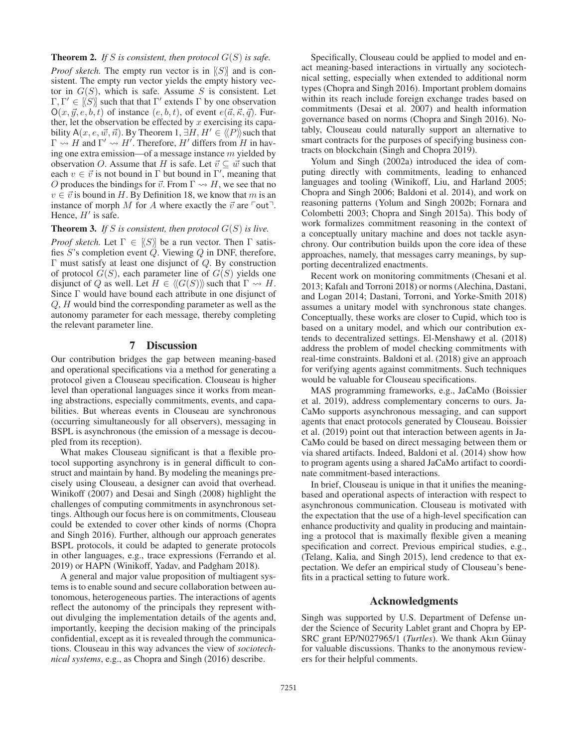**Theorem 2.** *If $S$ is consistent, then protocol $G(S)$ is safe.*

*Proof sketch.* The empty run vector is in $[\![S]\!]$ and is consistent. The empty run vector yields the empty history vector in $G(S)$, which is safe. Assume $S$ is consistent. Let $\Gamma, \Gamma' \in [\![S]\!]$ such that that $\Gamma'$ extends $\Gamma$ by one observation $\mathsf{O}(x, \vec{y}, e, b, t)$ of instance $(e, b, t)$, of event $e(\vec{a}, \vec{\kappa}, \vec{q})$. Further, let the observation be effected by $x$ exercising its capability $\mathsf{A}(x, e, \vec{w}, \vec{n})$. By Theorem 1, $\exists H, H' \in \langle\!\langle P \rangle\!\rangle$ such that $\Gamma \rightsquigarrow H$ and $\Gamma' \rightsquigarrow H'$. Therefore, $H'$ differs from $H$ in having one extra emission—of a message instance $m$ yielded by observation $O$. Assume that $H$ is safe. Let $\vec{v} \subseteq \vec{w}$ such that each $v \in \vec{v}$ is not bound in $\Gamma$ but bound in $\Gamma'$, meaning that $O$ produces the bindings for $\vec{v}$. From $\Gamma \rightsquigarrow H$, we see that no $v \in \vec{v}$ is bound in $H$. By Definition 18, we know that $m$ is an instance of morph $M$ for $A$ where exactly the $\vec{v}$ are $\ulcorner \mathsf{out} \urcorner$. Hence, $H'$ is safe.

**Theorem 3.** *If $S$ is consistent, then protocol $G(S)$ is live.*

*Proof sketch.* Let $\Gamma \in [\![S]\!]$ be a run vector. Then $\Gamma$ satisfies $S$'s completion event $Q$. Viewing $Q$ in DNF, therefore, $\Gamma$ must satisfy at least one disjunct of $Q$. By construction of protocol $G(S)$, each parameter line of $G(S)$ yields one disjunct of $Q$ as well. Let $H \in \langle\!\langle G(S) \rangle\!\rangle$ such that $\Gamma \rightsquigarrow H$. Since $\Gamma$ would have bound each attribute in one disjunct of $Q$, $H$ would bind the corresponding parameter as well as the autonomy parameter for each message, thereby completing the relevant parameter line.

## 7 Discussion

Our contribution bridges the gap between meaning-based and operational specifications via a method for generating a protocol given a Clouseau specification. Clouseau is higher level than operational languages since it works from meaning abstractions, especially commitments, events, and capabilities. But whereas events in Clouseau are synchronous (occurring simultaneously for all observers), messaging in BSPL is asynchronous (the emission of a message is decoupled from its reception).

What makes Clouseau significant is that a flexible protocol supporting asynchrony is in general difficult to construct and maintain by hand. By modeling the meanings precisely using Clouseau, a designer can avoid that overhead. Winikoff (2007) and Desai and Singh (2008) highlight the challenges of computing commitments in asynchronous settings. Although our focus here is on commitments, Clouseau could be extended to cover other kinds of norms (Chopra and Singh 2016). Further, although our approach generates BSPL protocols, it could be adapted to generate protocols in other languages, e.g., trace expressions (Ferrando et al. 2019) or HAPN (Winikoff, Yadav, and Padgham 2018).

A general and major value proposition of multiagent systems is to enable sound and secure collaboration between autonomous, heterogeneous parties. The interactions of agents reflect the autonomy of the principals they represent without divulging the implementation details of the agents and, importantly, keeping the decision making of the principals confidential, except as it is revealed through the communications. Clouseau in this way advances the view of *sociotechnical systems*, e.g., as Chopra and Singh (2016) describe.

Specifically, Clouseau could be applied to model and enact meaning-based interactions in virtually any sociotechnical setting, especially when extended to additional norm types (Chopra and Singh 2016). Important problem domains within its reach include foreign exchange trades based on commitments (Desai et al. 2007) and health information governance based on norms (Chopra and Singh 2016). Notably, Clouseau could naturally support an alternative to smart contracts for the purposes of specifying business contracts on blockchain (Singh and Chopra 2019).

Yolum and Singh (2002a) introduced the idea of computing directly with commitments, leading to enhanced languages and tooling (Winikoff, Liu, and Harland 2005; Chopra and Singh 2006; Baldoni et al. 2014), and work on reasoning patterns (Yolum and Singh 2002b; Fornara and Colombetti 2003; Chopra and Singh 2015a). This body of work formalizes commitment reasoning in the context of a conceptually unitary machine and does not tackle asynchrony. Our contribution builds upon the core idea of these approaches, namely, that messages carry meanings, by supporting decentralized enactments.

Recent work on monitoring commitments (Chesani et al. 2013; Kafalı and Torroni 2018) or norms (Alechina, Dastani, and Logan 2014; Dastani, Torroni, and Yorke-Smith 2018) assumes a unitary model with synchronous state changes. Conceptually, these works are closer to Cupid, which too is based on a unitary model, and which our contribution extends to decentralized settings. El-Menshawy et al. (2018) address the problem of model checking commitments with real-time constraints. Baldoni et al. (2018) give an approach for verifying agents against commitments. Such techniques would be valuable for Clouseau specifications.

MAS programming frameworks, e.g., JaCaMo (Boissier et al. 2019), address complementary concerns to ours. JaCaMo supports asynchronous messaging, and can support agents that enact protocols generated by Clouseau. Boissier et al. (2019) point out that interaction between agents in JaCaMo could be based on direct messaging between them or via shared artifacts. Indeed, Baldoni et al. (2014) show how to program agents using a shared JaCaMo artifact to coordinate commitment-based interactions.

In brief, Clouseau is unique in that it unifies the meaning-based and operational aspects of interaction with respect to asynchronous communication. Clouseau is motivated with the expectation that the use of a high-level specification can enhance productivity and quality in producing and maintaining a protocol that is maximally flexible given a meaning specification and correct. Previous empirical studies, e.g., (Telang, Kalia, and Singh 2015), lend credence to that expectation. We defer an empirical study of Clouseau's benefits in a practical setting to future work.

## Acknowledgments

Singh was supported by U.S. Department of Defense under the Science of Security Lablet grant and Chopra by EPSRC grant EP/N027965/1 (*Turtles*). We thank Akın Günay for valuable discussions. Thanks to the anonymous reviewers for their helpful comments.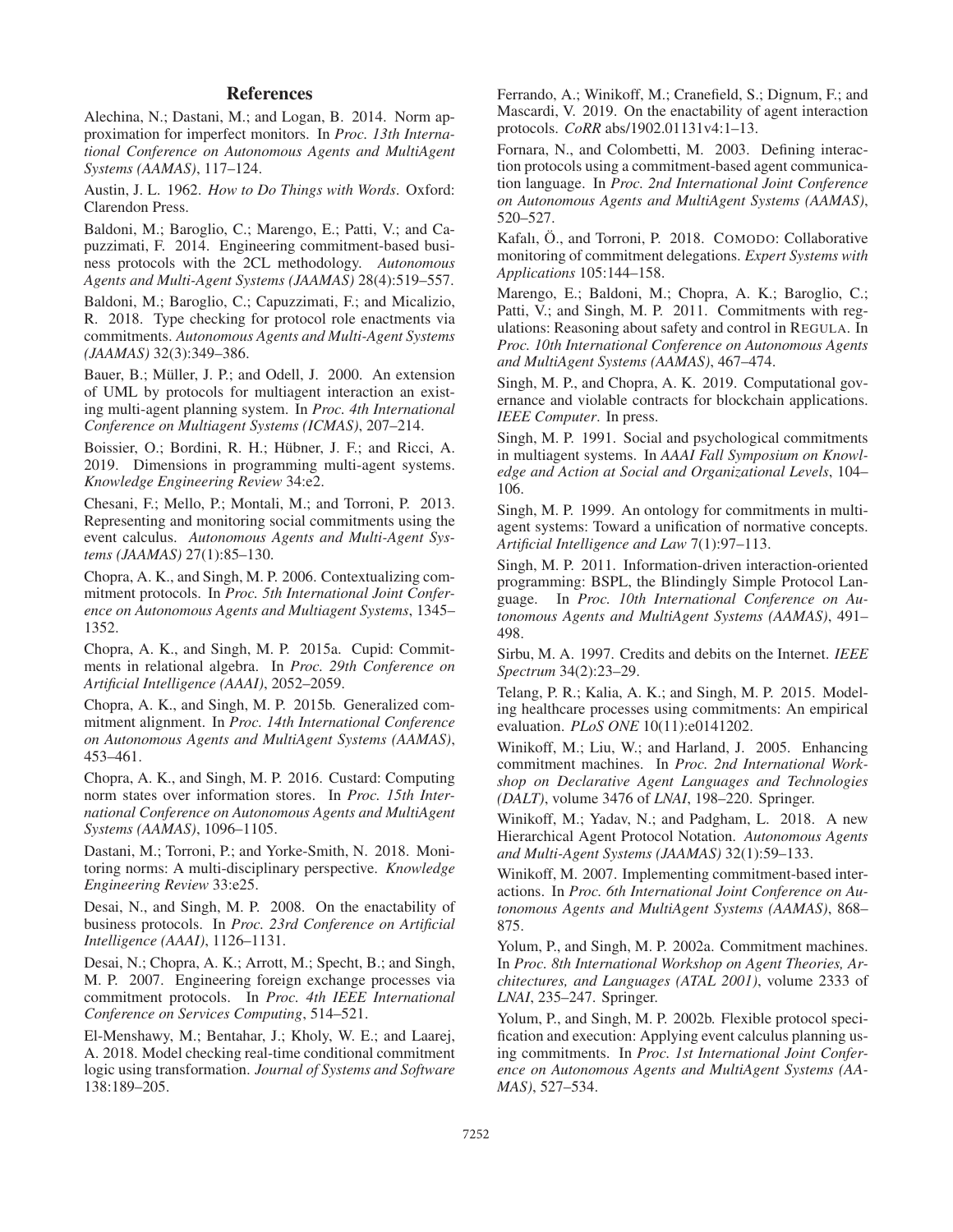## References

Alechina, N.; Dastani, M.; and Logan, B. 2014. Norm approximation for imperfect monitors. In *Proc. 13th International Conference on Autonomous Agents and MultiAgent Systems (AAMAS)*, 117–124.

Austin, J. L. 1962. *How to Do Things with Words*. Oxford: Clarendon Press.

Baldoni, M.; Baroglio, C.; Marengo, E.; Patti, V.; and Capuzzimati, F. 2014. Engineering commitment-based business protocols with the 2CL methodology. *Autonomous Agents and Multi-Agent Systems (JAAMAS)* 28(4):519–557.

Baldoni, M.; Baroglio, C.; Capuzzimati, F.; and Micalizio, R. 2018. Type checking for protocol role enactments via commitments. *Autonomous Agents and Multi-Agent Systems (JAAMAS)* 32(3):349–386.

Bauer, B.; Müller, J. P.; and Odell, J. 2000. An extension of UML by protocols for multiagent interaction an existing multi-agent planning system. In *Proc. 4th International Conference on Multiagent Systems (ICMAS)*, 207–214.

Boissier, O.; Bordini, R. H.; Hübner, J. F.; and Ricci, A. 2019. Dimensions in programming multi-agent systems. *Knowledge Engineering Review* 34:e2.

Chesani, F.; Mello, P.; Montali, M.; and Torroni, P. 2013. Representing and monitoring social commitments using the event calculus. *Autonomous Agents and Multi-Agent Systems (JAAMAS)* 27(1):85–130.

Chopra, A. K., and Singh, M. P. 2006. Contextualizing commitment protocols. In *Proc. 5th International Joint Conference on Autonomous Agents and Multiagent Systems*, 1345–1352.

Chopra, A. K., and Singh, M. P. 2015a. Cupid: Commitments in relational algebra. In *Proc. 29th Conference on Artificial Intelligence (AAAI)*, 2052–2059.

Chopra, A. K., and Singh, M. P. 2015b. Generalized commitment alignment. In *Proc. 14th International Conference on Autonomous Agents and MultiAgent Systems (AAMAS)*, 453–461.

Chopra, A. K., and Singh, M. P. 2016. Custard: Computing norm states over information stores. In *Proc. 15th International Conference on Autonomous Agents and MultiAgent Systems (AAMAS)*, 1096–1105.

Dastani, M.; Torroni, P.; and Yorke-Smith, N. 2018. Monitoring norms: A multi-disciplinary perspective. *Knowledge Engineering Review* 33:e25.

Desai, N., and Singh, M. P. 2008. On the enactability of business protocols. In *Proc. 23rd Conference on Artificial Intelligence (AAAI)*, 1126–1131.

Desai, N.; Chopra, A. K.; Arrott, M.; Specht, B.; and Singh, M. P. 2007. Engineering foreign exchange processes via commitment protocols. In *Proc. 4th IEEE International Conference on Services Computing*, 514–521.

El-Menshawy, M.; Bentahar, J.; Kholy, W. E.; and Laarej, A. 2018. Model checking real-time conditional commitment logic using transformation. *Journal of Systems and Software* 138:189–205.

Ferrando, A.; Winikoff, M.; Cranefield, S.; Dignum, F.; and Mascardi, V. 2019. On the enactability of agent interaction protocols. *CoRR* abs/1902.01131v4:1–13.

Fornara, N., and Colombetti, M. 2003. Defining interaction protocols using a commitment-based agent communication language. In *Proc. 2nd International Joint Conference on Autonomous Agents and MultiAgent Systems (AAMAS)*, 520–527.

Kafalı, Ö., and Torroni, P. 2018. COMODO: Collaborative monitoring of commitment delegations. *Expert Systems with Applications* 105:144–158.

Marengo, E.; Baldoni, M.; Chopra, A. K.; Baroglio, C.; Patti, V.; and Singh, M. P. 2011. Commitments with regulations: Reasoning about safety and control in REGULA. In *Proc. 10th International Conference on Autonomous Agents and MultiAgent Systems (AAMAS)*, 467–474.

Singh, M. P., and Chopra, A. K. 2019. Computational governance and violable contracts for blockchain applications. *IEEE Computer*. In press.

Singh, M. P. 1991. Social and psychological commitments in multiagent systems. In *AAAI Fall Symposium on Knowledge and Action at Social and Organizational Levels*, 104–106.

Singh, M. P. 1999. An ontology for commitments in multiagent systems: Toward a unification of normative concepts. *Artificial Intelligence and Law* 7(1):97–113.

Singh, M. P. 2011. Information-driven interaction-oriented programming: BSPL, the Blindingly Simple Protocol Language. In *Proc. 10th International Conference on Autonomous Agents and MultiAgent Systems (AAMAS)*, 491–498.

Sirbu, M. A. 1997. Credits and debits on the Internet. *IEEE Spectrum* 34(2):23–29.

Telang, P. R.; Kalia, A. K.; and Singh, M. P. 2015. Modeling healthcare processes using commitments: An empirical evaluation. *PLoS ONE* 10(11):e0141202.

Winikoff, M.; Liu, W.; and Harland, J. 2005. Enhancing commitment machines. In *Proc. 2nd International Workshop on Declarative Agent Languages and Technologies (DALT)*, volume 3476 of *LNAI*, 198–220. Springer.

Winikoff, M.; Yadav, N.; and Padgham, L. 2018. A new Hierarchical Agent Protocol Notation. *Autonomous Agents and Multi-Agent Systems (JAAMAS)* 32(1):59–133.

Winikoff, M. 2007. Implementing commitment-based interactions. In *Proc. 6th International Joint Conference on Autonomous Agents and MultiAgent Systems (AAMAS)*, 868–875.

Yolum, P., and Singh, M. P. 2002a. Commitment machines. In *Proc. 8th International Workshop on Agent Theories, Architectures, and Languages (ATAL 2001)*, volume 2333 of *LNAI*, 235–247. Springer.

Yolum, P., and Singh, M. P. 2002b. Flexible protocol specification and execution: Applying event calculus planning using commitments. In *Proc. 1st International Joint Conference on Autonomous Agents and MultiAgent Systems (AAMAS)*, 527–534.